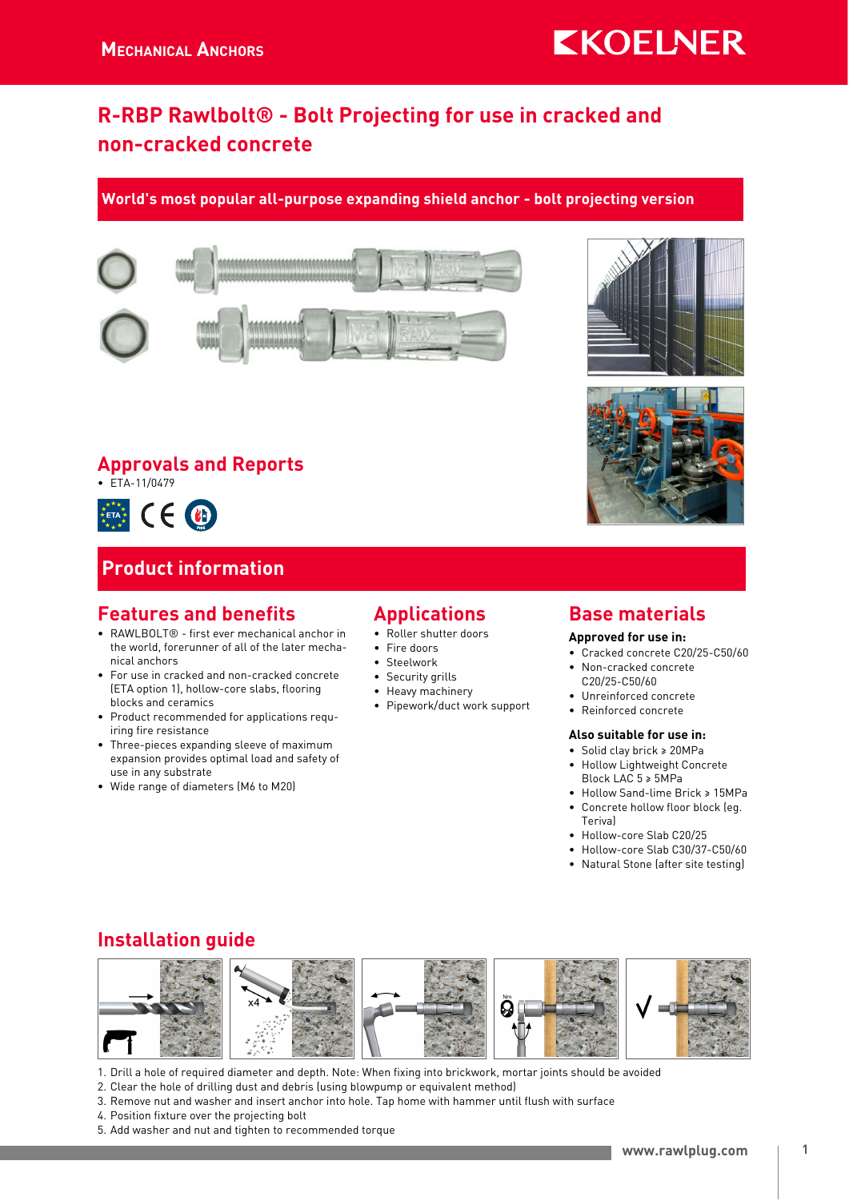# R-RBP Rawlbolt® - Bolt Projecting for use in cracked and non-cracked concrete

**World's most popular all-purpose expanding shield anchor - bolt projecting version**

## Approvals and Reports

- ETA-11/0479

## Product information

### Features and benefits

- RAWLBOLT® - first ever mechanical anchor in the world, forerunner of all of the later mechanical anchors
- For use in cracked and non-cracked concrete (ETA option 1), hollow-core slabs, flooring blocks and ceramics
- Product recommended for applications requiring fire resistance
- Three-pieces expanding sleeve of maximum expansion provides optimal load and safety of use in any substrate
- Wide range of diameters (M6 to M20)

### Applications

- Roller shutter doors
- Fire doors
- Steelwork
- Security grills
- Heavy machinery
- Pipework/duct work support

### Base materials

**Approved for use in:**

- Cracked concrete C20/25-C50/60
- Non-cracked concrete C20/25-C50/60
- Unreinforced concrete
- Reinforced concrete

**Also suitable for use in:**

- Solid clay brick ⩾ 20MPa
- Hollow Lightweight Concrete Block LAC 5 ⩾ 5MPa
- Hollow Sand-lime Brick ⩾ 15MPa
- Concrete hollow floor block (eg. Teriva)
- Hollow-core Slab C20/25
- Hollow-core Slab C30/37-C50/60
- Natural Stone (after site testing)

## Installation guide

1. Drill a hole of required diameter and depth. Note: When fixing into brickwork, mortar joints should be avoided
2. Clear the hole of drilling dust and debris (using blowpump or equivalent method)
3. Remove nut and washer and insert anchor into hole. Tap home with hammer until flush with surface
4. Position fixture over the projecting bolt
5. Add washer and nut and tighten to recommended torque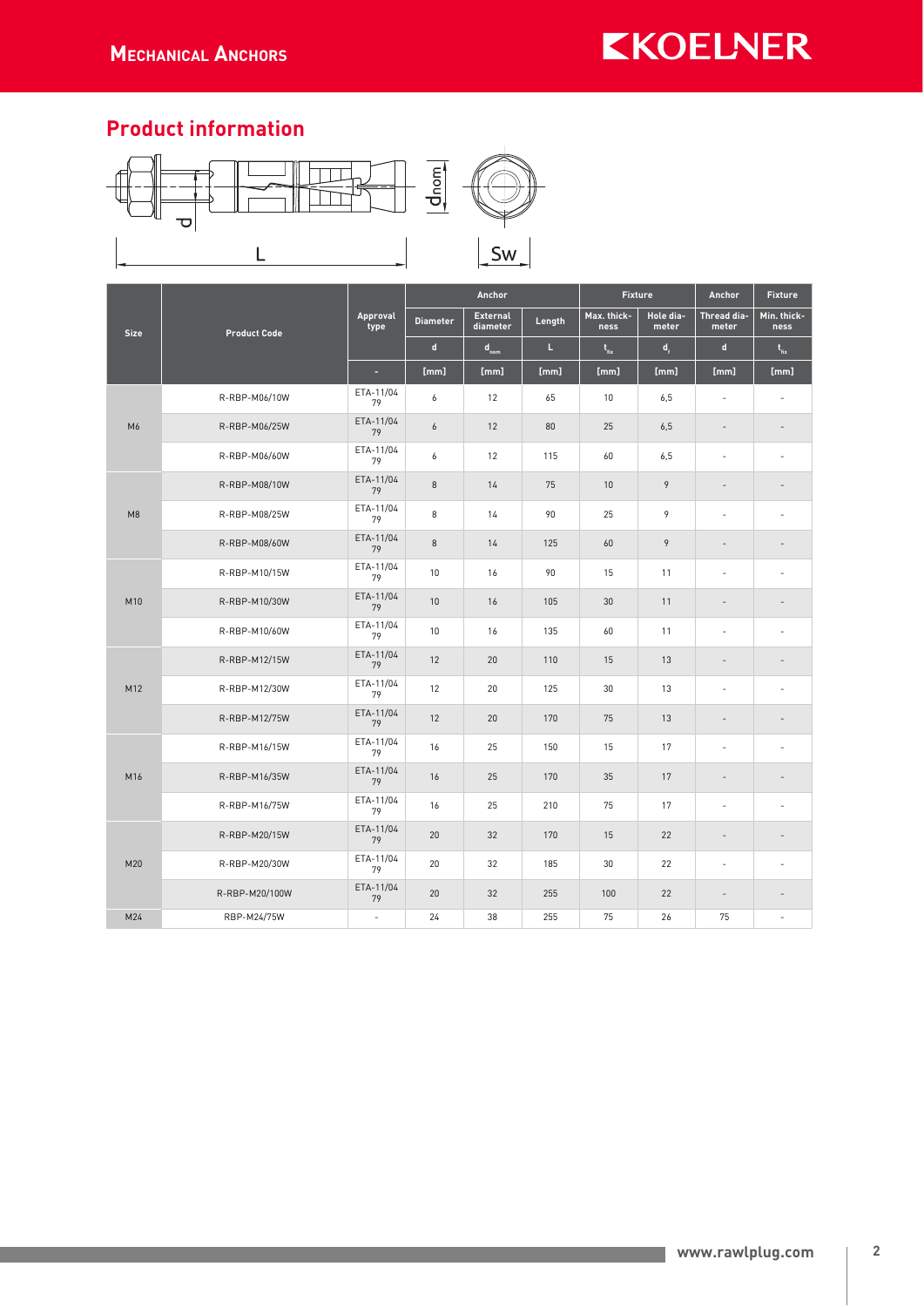## Product information

L

d

dnom

Sw

| Size | Product Code | Approval type | Anchor | | | Fixture | | Anchor | Fixture |
|---|---|---|---|---|---|---|---|---|---|
| | | | Diameter | External diameter | Length | Max. thickness | Hole diameter | Thread diameter | Min. thickness |
| | | | d | $d_{nom}$ | L | $t_{fix}$ | $d_f$ | d | $t_{fix}$ |
| | | - | [mm] | [mm] | [mm] | [mm] | [mm] | [mm] | [mm] |
| M6 | R-RBP-M06/10W | ETA-11/0479 | 6 | 12 | 65 | 10 | 6,5 | - | - |
| | R-RBP-M06/25W | ETA-11/0479 | 6 | 12 | 80 | 25 | 6,5 | - | - |
| | R-RBP-M06/60W | ETA-11/0479 | 6 | 12 | 115 | 60 | 6,5 | - | - |
| M8 | R-RBP-M08/10W | ETA-11/0479 | 8 | 14 | 75 | 10 | 9 | - | - |
| | R-RBP-M08/25W | ETA-11/0479 | 8 | 14 | 90 | 25 | 9 | - | - |
| | R-RBP-M08/60W | ETA-11/0479 | 8 | 14 | 125 | 60 | 9 | - | - |
| M10 | R-RBP-M10/15W | ETA-11/0479 | 10 | 16 | 90 | 15 | 11 | - | - |
| | R-RBP-M10/30W | ETA-11/0479 | 10 | 16 | 105 | 30 | 11 | - | - |
| | R-RBP-M10/60W | ETA-11/0479 | 10 | 16 | 135 | 60 | 11 | - | - |
| M12 | R-RBP-M12/15W | ETA-11/0479 | 12 | 20 | 110 | 15 | 13 | - | - |
| | R-RBP-M12/30W | ETA-11/0479 | 12 | 20 | 125 | 30 | 13 | - | - |
| | R-RBP-M12/75W | ETA-11/0479 | 12 | 20 | 170 | 75 | 13 | - | - |
| M16 | R-RBP-M16/15W | ETA-11/0479 | 16 | 25 | 150 | 15 | 17 | - | - |
| | R-RBP-M16/35W | ETA-11/0479 | 16 | 25 | 170 | 35 | 17 | - | - |
| | R-RBP-M16/75W | ETA-11/0479 | 16 | 25 | 210 | 75 | 17 | - | - |
| M20 | R-RBP-M20/15W | ETA-11/0479 | 20 | 32 | 170 | 15 | 22 | - | - |
| | R-RBP-M20/30W | ETA-11/0479 | 20 | 32 | 185 | 30 | 22 | - | - |
| | R-RBP-M20/100W | ETA-11/0479 | 20 | 32 | 255 | 100 | 22 | - | - |
| M24 | RBP-M24/75W | - | 24 | 38 | 255 | 75 | 26 | 75 | - |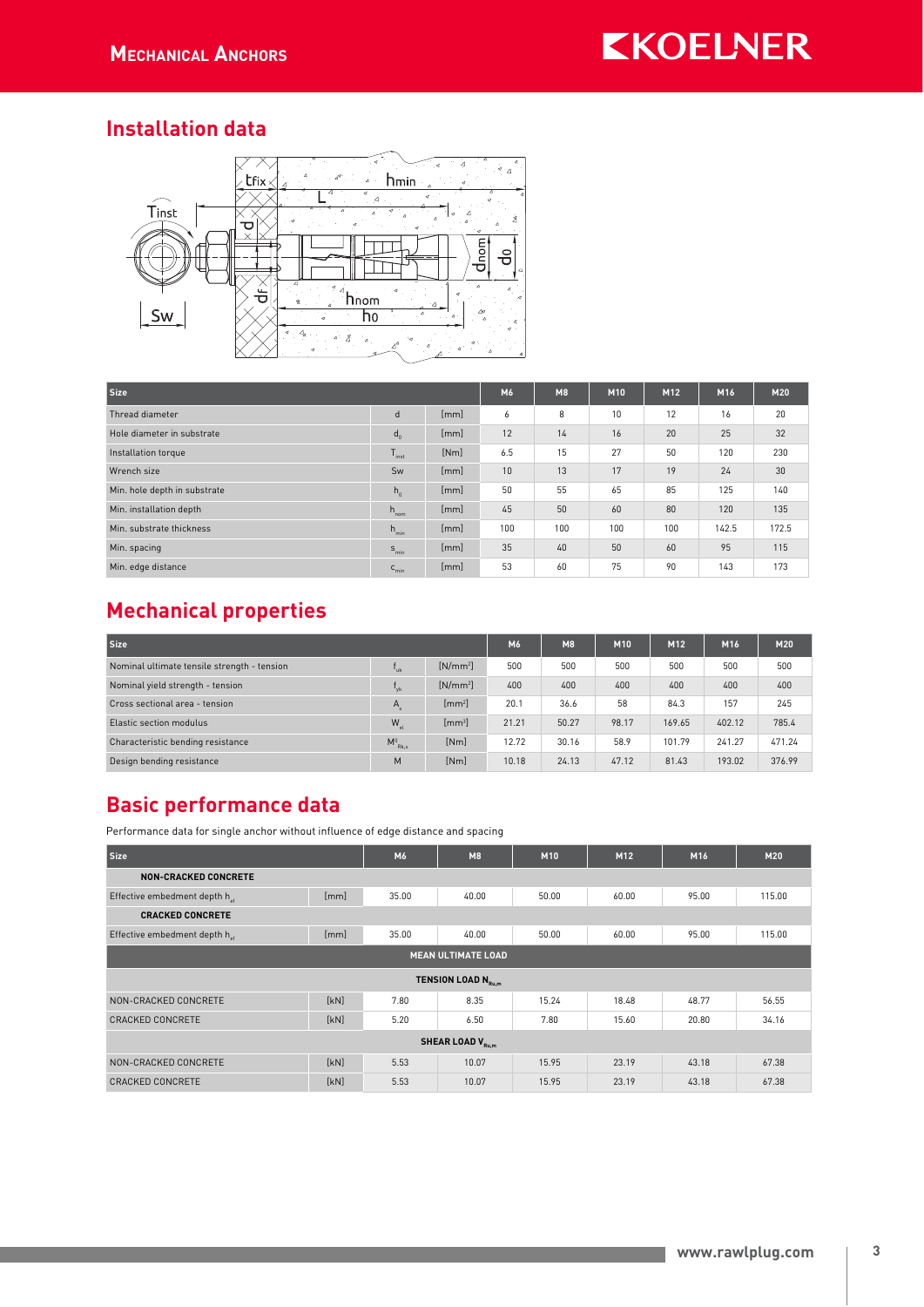## Installation data

| Size | | | M6 | M8 | M10 | M12 | M16 | M20 |
|---|---|---|---|---|---|---|---|---|
| Thread diameter | d | [mm] | 6 | 8 | 10 | 12 | 16 | 20 |
| Hole diameter in substrate | $d_0$ | [mm] | 12 | 14 | 16 | 20 | 25 | 32 |
| Installation torque | $T_{inst}$ | [Nm] | 6.5 | 15 | 27 | 50 | 120 | 230 |
| Wrench size | Sw | [mm] | 10 | 13 | 17 | 19 | 24 | 30 |
| Min. hole depth in substrate | $h_0$ | [mm] | 50 | 55 | 65 | 85 | 125 | 140 |
| Min. installation depth | $h_{nom}$ | [mm] | 45 | 50 | 60 | 80 | 120 | 135 |
| Min. substrate thickness | $h_{min}$ | [mm] | 100 | 100 | 100 | 100 | 142.5 | 172.5 |
| Min. spacing | $s_{min}$ | [mm] | 35 | 40 | 50 | 60 | 95 | 115 |
| Min. edge distance | $c_{min}$ | [mm] | 53 | 60 | 75 | 90 | 143 | 173 |

## Mechanical properties

| Size | | | M6 | M8 | M10 | M12 | M16 | M20 |
|---|---|---|---|---|---|---|---|---|
| Nominal ultimate tensile strength - tension | $f_{uk}$ | [N/mm²] | 500 | 500 | 500 | 500 | 500 | 500 |
| Nominal yield strength - tension | $f_{yk}$ | [N/mm²] | 400 | 400 | 400 | 400 | 400 | 400 |
| Cross sectional area - tension | $A_s$ | [mm²] | 20.1 | 36.6 | 58 | 84.3 | 157 | 245 |
| Elastic section modulus | $W_{el}$ | [mm³] | 21.21 | 50.27 | 98.17 | 169.65 | 402.12 | 785.4 |
| Characteristic bending resistance | $M^0_{Rk,s}$ | [Nm] | 12.72 | 30.16 | 58.9 | 101.79 | 241.27 | 471.24 |
| Design bending resistance | M | [Nm] | 10.18 | 24.13 | 47.12 | 81.43 | 193.02 | 376.99 |

## Basic performance data

Performance data for single anchor without influence of edge distance and spacing

| Size | | M6 | M8 | M10 | M12 | M16 | M20 |
|---|---|---|---|---|---|---|---|
| **NON-CRACKED CONCRETE** | | | | | | | |
| Effective embedment depth $h_{ef}$ | [mm] | 35.00 | 40.00 | 50.00 | 60.00 | 95.00 | 115.00 |
| **CRACKED CONCRETE** | | | | | | | |
| Effective embedment depth $h_{ef}$ | [mm] | 35.00 | 40.00 | 50.00 | 60.00 | 95.00 | 115.00 |
| **MEAN ULTIMATE LOAD** | | | | | | | |
| **TENSION LOAD $N_{Ru,m}$** | | | | | | | |
| NON-CRACKED CONCRETE | [kN] | 7.80 | 8.35 | 15.24 | 18.48 | 48.77 | 56.55 |
| CRACKED CONCRETE | [kN] | 5.20 | 6.50 | 7.80 | 15.60 | 20.80 | 34.16 |
| **SHEAR LOAD $V_{Ru,m}$** | | | | | | | |
| NON-CRACKED CONCRETE | [kN] | 5.53 | 10.07 | 15.95 | 23.19 | 43.18 | 67.38 |
| CRACKED CONCRETE | [kN] | 5.53 | 10.07 | 15.95 | 23.19 | 43.18 | 67.38 |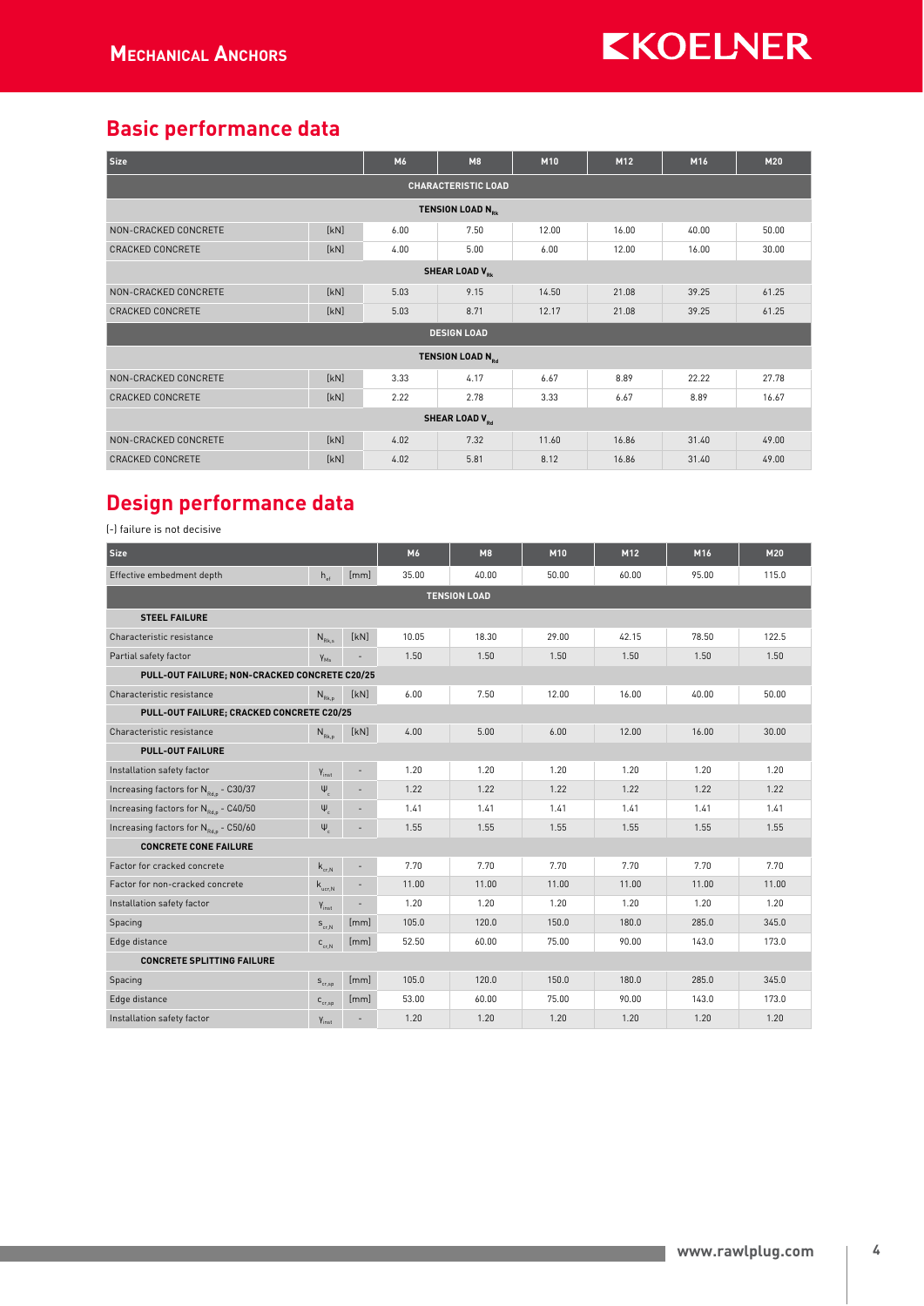## Basic performance data

| Size | | M6 | M8 | M10 | M12 | M16 | M20 |
|---|---|---|---|---|---|---|---|
| **CHARACTERISTIC LOAD** | | | | | | | |
| **TENSION LOAD $N_{Rk}$** | | | | | | | |
| NON-CRACKED CONCRETE | [kN] | 6.00 | 7.50 | 12.00 | 16.00 | 40.00 | 50.00 |
| CRACKED CONCRETE | [kN] | 4.00 | 5.00 | 6.00 | 12.00 | 16.00 | 30.00 |
| **SHEAR LOAD $V_{Rk}$** | | | | | | | |
| NON-CRACKED CONCRETE | [kN] | 5.03 | 9.15 | 14.50 | 21.08 | 39.25 | 61.25 |
| CRACKED CONCRETE | [kN] | 5.03 | 8.71 | 12.17 | 21.08 | 39.25 | 61.25 |
| **DESIGN LOAD** | | | | | | | |
| **TENSION LOAD $N_{Rd}$** | | | | | | | |
| NON-CRACKED CONCRETE | [kN] | 3.33 | 4.17 | 6.67 | 8.89 | 22.22 | 27.78 |
| CRACKED CONCRETE | [kN] | 2.22 | 2.78 | 3.33 | 6.67 | 8.89 | 16.67 |
| **SHEAR LOAD $V_{Rd}$** | | | | | | | |
| NON-CRACKED CONCRETE | [kN] | 4.02 | 7.32 | 11.60 | 16.86 | 31.40 | 49.00 |
| CRACKED CONCRETE | [kN] | 4.02 | 5.81 | 8.12 | 16.86 | 31.40 | 49.00 |

## Design performance data

(-) failure is not decisive

| Size | | | M6 | M8 | M10 | M12 | M16 | M20 |
|---|---|---|---|---|---|---|---|---|
| Effective embodment depth | $h_{ef}$ | [mm] | 35.00 | 40.00 | 50.00 | 60.00 | 95.00 | 115.0 |
| **TENSION LOAD** | | | | | | | | |
| **STEEL FAILURE** | | | | | | | | |
| Characteristic resistance | $N_{Rk,s}$ | [kN] | 10.05 | 18.30 | 29.00 | 42.15 | 78.50 | 122.5 |
| Partial safety factor | $\gamma_{Ms}$ | - | 1.50 | 1.50 | 1.50 | 1.50 | 1.50 | 1.50 |
| **PULL-OUT FAILURE; NON-CRACKED CONCRETE C20/25** | | | | | | | | |
| Characteristic resistance | $N_{Rk,p}$ | [kN] | 6.00 | 7.50 | 12.00 | 16.00 | 40.00 | 50.00 |
| **PULL-OUT FAILURE; CRACKED CONCRETE C20/25** | | | | | | | | |
| Characteristic resistance | $N_{Rk,p}$ | [kN] | 4.00 | 5.00 | 6.00 | 12.00 | 16.00 | 30.00 |
| **PULL-OUT FAILURE** | | | | | | | | |
| Installation safety factor | $\gamma_{inst}$ | - | 1.20 | 1.20 | 1.20 | 1.20 | 1.20 | 1.20 |
| Increasing factors for $N_{Rd,p}$ - C30/37 | $\Psi_c$ | - | 1.22 | 1.22 | 1.22 | 1.22 | 1.22 | 1.22 |
| Increasing factors for $N_{Rd,p}$ - C40/50 | $\Psi_c$ | - | 1.41 | 1.41 | 1.41 | 1.41 | 1.41 | 1.41 |
| Increasing factors for $N_{Rd,p}$ - C50/60 | $\Psi_c$ | - | 1.55 | 1.55 | 1.55 | 1.55 | 1.55 | 1.55 |
| **CONCRETE CONE FAILURE** | | | | | | | | |
| Factor for cracked concrete | $k_{cr,N}$ | - | 7.70 | 7.70 | 7.70 | 7.70 | 7.70 | 7.70 |
| Factor for non-cracked concrete | $k_{ucr,N}$ | - | 11.00 | 11.00 | 11.00 | 11.00 | 11.00 | 11.00 |
| Installation safety factor | $\gamma_{inst}$ | - | 1.20 | 1.20 | 1.20 | 1.20 | 1.20 | 1.20 |
| Spacing | $s_{cr,N}$ | [mm] | 105.0 | 120.0 | 150.0 | 180.0 | 285.0 | 345.0 |
| Edge distance | $c_{cr,N}$ | [mm] | 52.50 | 60.00 | 75.00 | 90.00 | 143.0 | 173.0 |
| **CONCRETE SPLITTING FAILURE** | | | | | | | | |
| Spacing | $s_{cr,sp}$ | [mm] | 105.0 | 120.0 | 150.0 | 180.0 | 285.0 | 345.0 |
| Edge distance | $c_{cr,sp}$ | [mm] | 53.00 | 60.00 | 75.00 | 90.00 | 143.0 | 173.0 |
| Installation safety factor | $\gamma_{inst}$ | - | 1.20 | 1.20 | 1.20 | 1.20 | 1.20 | 1.20 |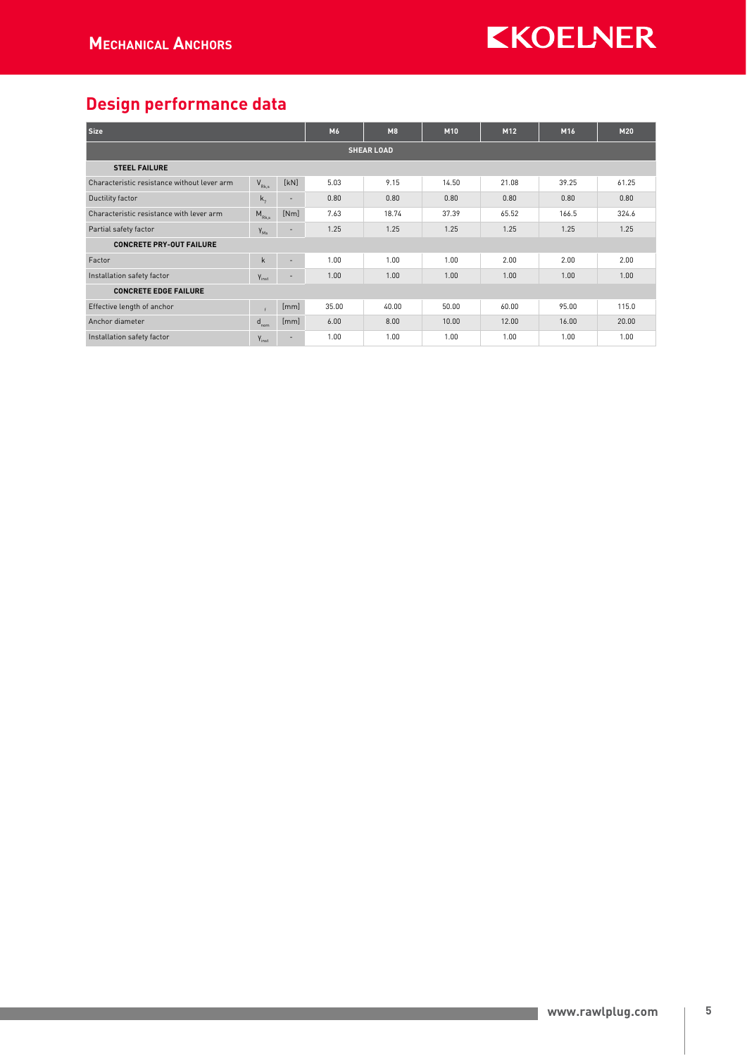## Design performance data

| Size | | | M6 | M8 | M10 | M12 | M16 | M20 |
|---|---|---|---|---|---|---|---|---|
| **SHEAR LOAD** | | | | | | | | |
| **STEEL FAILURE** | | | | | | | | |
| Characteristic resistance without lever arm | $V_{Rk,s}$ | [kN] | 5.03 | 9.15 | 14.50 | 21.08 | 39.25 | 61.25 |
| Ductility factor | $k_7$ | - | 0.80 | 0.80 | 0.80 | 0.80 | 0.80 | 0.80 |
| Characteristic resistance with lever arm | $M_{Rk,s}$ | [Nm] | 7.63 | 18.74 | 37.39 | 65.52 | 166.5 | 324.6 |
| Partial safety factor | $\gamma_{Ms}$ | - | 1.25 | 1.25 | 1.25 | 1.25 | 1.25 | 1.25 |
| **CONCRETE PRY-OUT FAILURE** | | | | | | | | |
| Factor | k | - | 1.00 | 1.00 | 1.00 | 2.00 | 2.00 | 2.00 |
| Installation safety factor | $\gamma_{inst}$ | - | 1.00 | 1.00 | 1.00 | 1.00 | 1.00 | 1.00 |
| **CONCRETE EDGE FAILURE** | | | | | | | | |
| Effective length of anchor | $l_f$ | [mm] | 35.00 | 40.00 | 50.00 | 60.00 | 95.00 | 115.0 |
| Anchor diameter | $d_{nom}$ | [mm] | 6.00 | 8.00 | 10.00 | 12.00 | 16.00 | 20.00 |
| Installation safety factor | $\gamma_{inst}$ | - | 1.00 | 1.00 | 1.00 | 1.00 | 1.00 | 1.00 |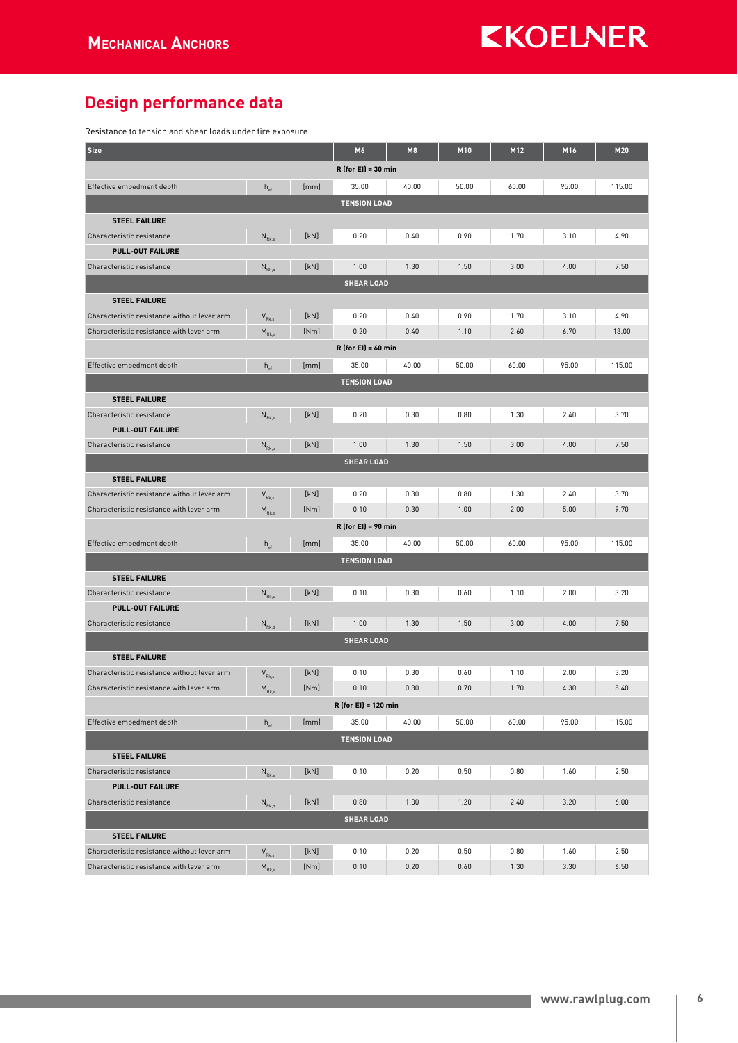## Design performance data

Resistance to tension and shear loads under fire exposure

| Size | | | M6 | M8 | M10 | M12 | M16 | M20 |
|---|---|---|---|---|---|---|---|---|
| **R (for EI) = 30 min** | | | | | | | | |
| Effective embedment depth | $h_{ef}$ | [mm] | 35.00 | 40.00 | 50.00 | 60.00 | 95.00 | 115.00 |
| **TENSION LOAD** | | | | | | | | |
| **STEEL FAILURE** | | | | | | | | |
| Characteristic resistance | $N_{Rk,s}$ | [kN] | 0.20 | 0.40 | 0.90 | 1.70 | 3.10 | 4.90 |
| **PULL-OUT FAILURE** | | | | | | | | |
| Characteristic resistance | $N_{Rk,p}$ | [kN] | 1.00 | 1.30 | 1.50 | 3.00 | 4.00 | 7.50 |
| **SHEAR LOAD** | | | | | | | | |
| **STEEL FAILURE** | | | | | | | | |
| Characteristic resistance without lever arm | $V_{Rk,s}$ | [kN] | 0.20 | 0.40 | 0.90 | 1.70 | 3.10 | 4.90 |
| Characteristic resistance with lever arm | $M_{Rk,s}$ | [Nm] | 0.20 | 0.40 | 1.10 | 2.60 | 6.70 | 13.00 |
| **R (for EI) = 60 min** | | | | | | | | |
| Effective embedment depth | $h_{ef}$ | [mm] | 35.00 | 40.00 | 50.00 | 60.00 | 95.00 | 115.00 |
| **TENSION LOAD** | | | | | | | | |
| **STEEL FAILURE** | | | | | | | | |
| Characteristic resistance | $N_{Rk,s}$ | [kN] | 0.20 | 0.30 | 0.80 | 1.30 | 2.40 | 3.70 |
| **PULL-OUT FAILURE** | | | | | | | | |
| Characteristic resistance | $N_{Rk,p}$ | [kN] | 1.00 | 1.30 | 1.50 | 3.00 | 4.00 | 7.50 |
| **SHEAR LOAD** | | | | | | | | |
| **STEEL FAILURE** | | | | | | | | |
| Characteristic resistance without lever arm | $V_{Rk,s}$ | [kN] | 0.20 | 0.30 | 0.80 | 1.30 | 2.40 | 3.70 |
| Characteristic resistance with lever arm | $M_{Rk,s}$ | [Nm] | 0.10 | 0.30 | 1.00 | 2.00 | 5.00 | 9.70 |
| **R (for EI) = 90 min** | | | | | | | | |
| Effective embedment depth | $h_{ef}$ | [mm] | 35.00 | 40.00 | 50.00 | 60.00 | 95.00 | 115.00 |
| **TENSION LOAD** | | | | | | | | |
| **STEEL FAILURE** | | | | | | | | |
| Characteristic resistance | $N_{Rk,s}$ | [kN] | 0.10 | 0.30 | 0.60 | 1.10 | 2.00 | 3.20 |
| **PULL-OUT FAILURE** | | | | | | | | |
| Characteristic resistance | $N_{Rk,p}$ | [kN] | 1.00 | 1.30 | 1.50 | 3.00 | 4.00 | 7.50 |
| **SHEAR LOAD** | | | | | | | | |
| **STEEL FAILURE** | | | | | | | | |
| Characteristic resistance without lever arm | $V_{Rk,s}$ | [kN] | 0.10 | 0.30 | 0.60 | 1.10 | 2.00 | 3.20 |
| Characteristic resistance with lever arm | $M_{Rk,s}$ | [Nm] | 0.10 | 0.30 | 0.70 | 1.70 | 4.30 | 8.40 |
| **R (for EI) = 120 min** | | | | | | | | |
| Effective embedment depth | $h_{ef}$ | [mm] | 35.00 | 40.00 | 50.00 | 60.00 | 95.00 | 115.00 |
| **TENSION LOAD** | | | | | | | | |
| **STEEL FAILURE** | | | | | | | | |
| Characteristic resistance | $N_{Rk,s}$ | [kN] | 0.10 | 0.20 | 0.50 | 0.80 | 1.60 | 2.50 |
| **PULL-OUT FAILURE** | | | | | | | | |
| Characteristic resistance | $N_{Rk,p}$ | [kN] | 0.80 | 1.00 | 1.20 | 2.40 | 3.20 | 6.00 |
| **SHEAR LOAD** | | | | | | | | |
| **STEEL FAILURE** | | | | | | | | |
| Characteristic resistance without lever arm | $V_{Rk,s}$ | [kN] | 0.10 | 0.20 | 0.50 | 0.80 | 1.60 | 2.50 |
| Characteristic resistance with lever arm | $M_{Rk,s}$ | [Nm] | 0.10 | 0.20 | 0.60 | 1.30 | 3.30 | 6.50 |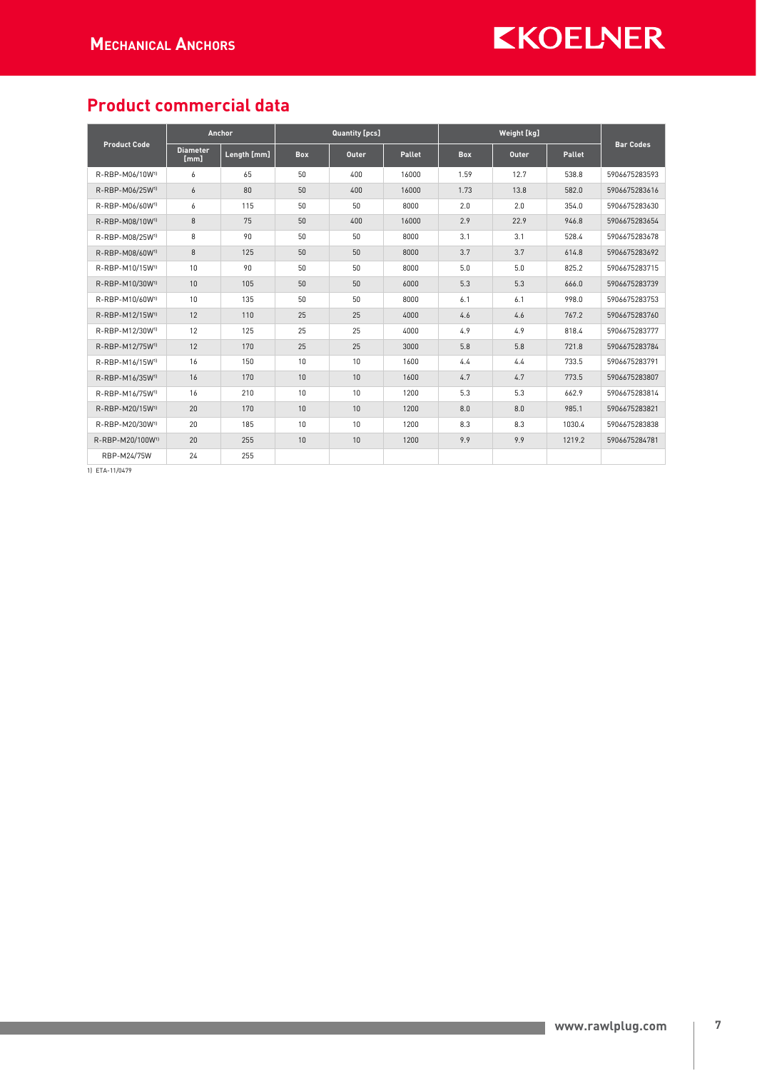## Product commercial data

| Product Code | Anchor | | Quantity [pcs] | | | Weight [kg] | | | Bar Codes |
|---|---|---|---|---|---|---|---|---|---|
| | Diameter [mm] | Length [mm] | Box | Outer | Pallet | Box | Outer | Pallet | |
| R-RBP-M06/10W[1] | 6 | 65 | 50 | 400 | 16000 | 1.59 | 12.7 | 538.8 | 5906675283593 |
| R-RBP-M06/25W[1] | 6 | 80 | 50 | 400 | 16000 | 1.73 | 13.8 | 582.0 | 5906675283616 |
| R-RBP-M06/60W[1] | 6 | 115 | 50 | 50 | 8000 | 2.0 | 2.0 | 354.0 | 5906675283630 |
| R-RBP-M08/10W[1] | 8 | 75 | 50 | 400 | 16000 | 2.9 | 22.9 | 946.8 | 5906675283654 |
| R-RBP-M08/25W[1] | 8 | 90 | 50 | 50 | 8000 | 3.1 | 3.1 | 528.4 | 5906675283678 |
| R-RBP-M08/60W[1] | 8 | 125 | 50 | 50 | 8000 | 3.7 | 3.7 | 614.8 | 5906675283692 |
| R-RBP-M10/15W[1] | 10 | 90 | 50 | 50 | 8000 | 5.0 | 5.0 | 825.2 | 5906675283715 |
| R-RBP-M10/30W[1] | 10 | 105 | 50 | 50 | 6000 | 5.3 | 5.3 | 666.0 | 5906675283739 |
| R-RBP-M10/60W[1] | 10 | 135 | 50 | 50 | 8000 | 6.1 | 6.1 | 998.0 | 5906675283753 |
| R-RBP-M12/15W[1] | 12 | 110 | 25 | 25 | 4000 | 4.6 | 4.6 | 767.2 | 5906675283760 |
| R-RBP-M12/30W[1] | 12 | 125 | 25 | 25 | 4000 | 4.9 | 4.9 | 818.4 | 5906675283777 |
| R-RBP-M12/75W[1] | 12 | 170 | 25 | 25 | 3000 | 5.8 | 5.8 | 721.8 | 5906675283784 |
| R-RBP-M16/15W[1] | 16 | 150 | 10 | 10 | 1600 | 4.4 | 4.4 | 733.5 | 5906675283791 |
| R-RBP-M16/35W[1] | 16 | 170 | 10 | 10 | 1600 | 4.7 | 4.7 | 773.5 | 5906675283807 |
| R-RBP-M16/75W[1] | 16 | 210 | 10 | 10 | 1200 | 5.3 | 5.3 | 662.9 | 5906675283814 |
| R-RBP-M20/15W[1] | 20 | 170 | 10 | 10 | 1200 | 8.0 | 8.0 | 985.1 | 5906675283821 |
| R-RBP-M20/30W[1] | 20 | 185 | 10 | 10 | 1200 | 8.3 | 8.3 | 1030.4 | 5906675283838 |
| R-RBP-M20/100W[1] | 20 | 255 | 10 | 10 | 1200 | 9.9 | 9.9 | 1219.2 | 5906675284781 |
| RBP-M24/75W | 24 | 255 | | | | | | | |

1) ETA-11/0479